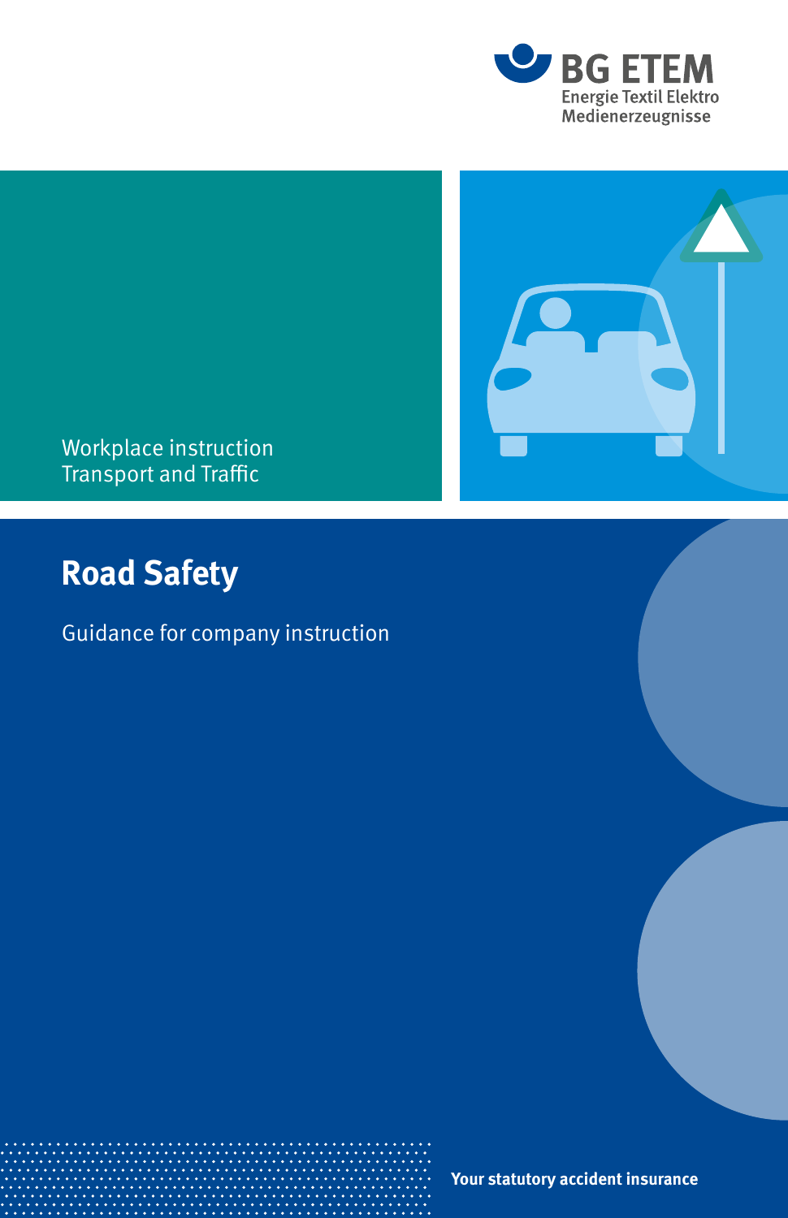BG ETEM
Energie Textil Elektro
Medienerzeugnisse

Workplace instruction
Transport and Traffic

# Road Safety

Guidance for company instruction

**Your statutory accident insurance**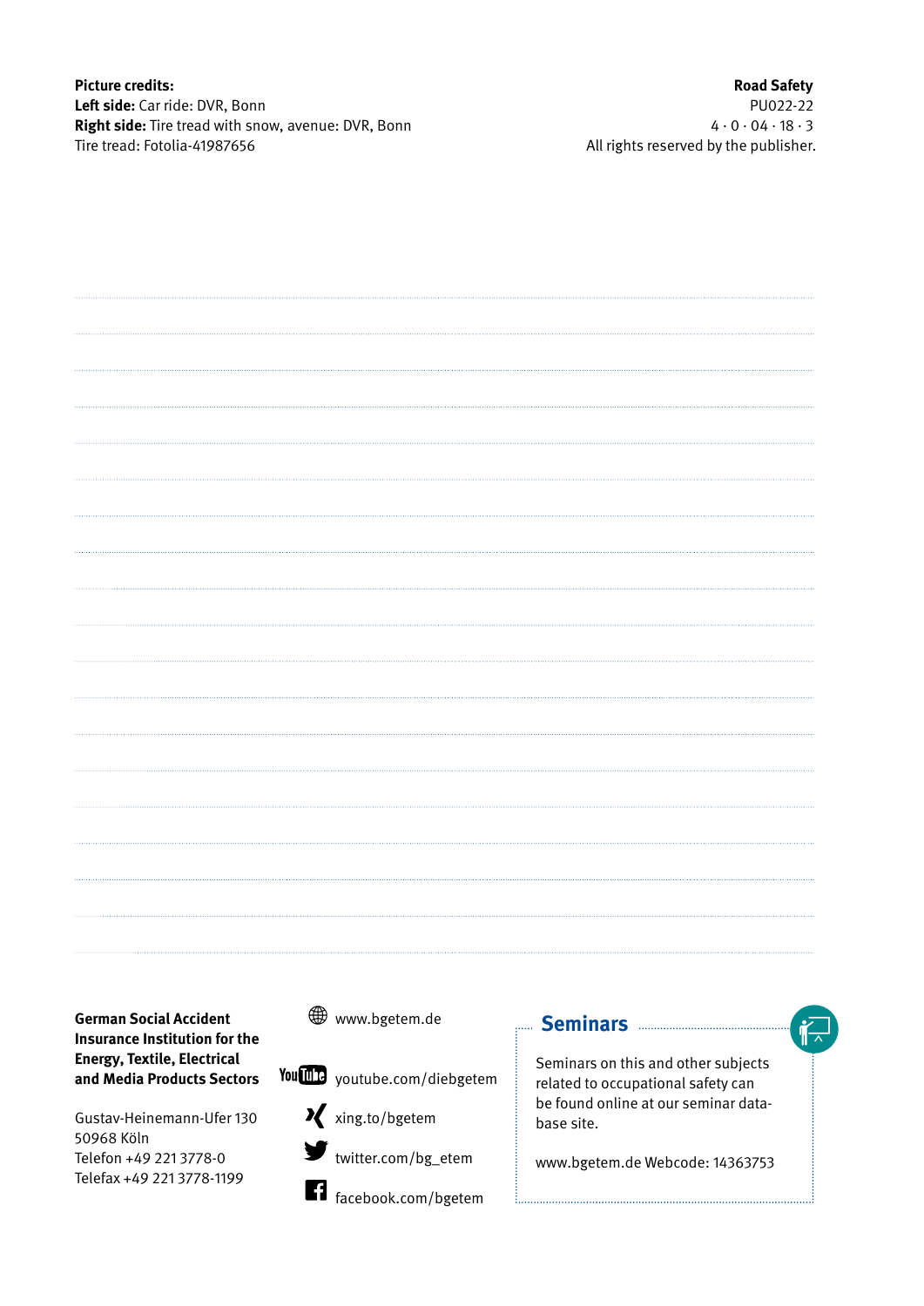**Picture credits:**
**Left side:** Car ride: DVR, Bonn
**Right side:** Tire tread with snow, avenue: DVR, Bonn
Tire tread: Fotolia-41987656

**Road Safety**
PU022-22
4 · 0 · 04 · 18 · 3
All rights reserved by the publisher.

**German Social Accident Insurance Institution for the Energy, Textile, Electrical and Media Products Sectors**

Gustav-Heinemann-Ufer 130
50968 Köln
Telefon +49 221 3778-0
Telefax +49 221 3778-1199

www.bgetem.de
youtube.com/diebgetem
xing.to/bgetem
twitter.com/bg_etem
facebook.com/bgetem

## Seminars

Seminars on this and other subjects related to occupational safety can be found online at our seminar database site.

www.bgetem.de Webcode: 14363753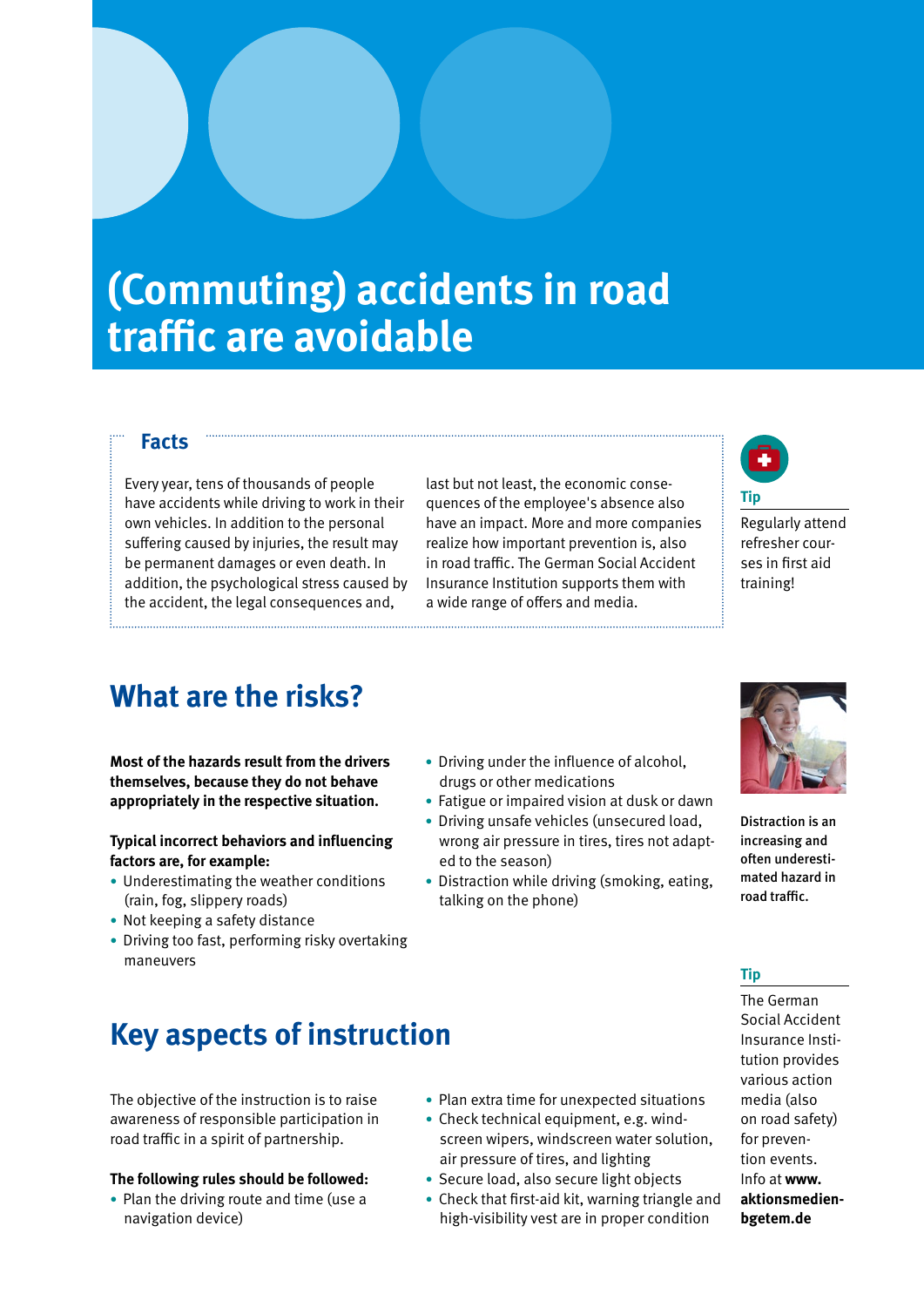# (Commuting) accidents in road traffic are avoidable

## Facts

Every year, tens of thousands of people have accidents while driving to work in their own vehicles. In addition to the personal suffering caused by injuries, the result may be permanent damages or even death. In addition, the psychological stress caused by the accident, the legal consequences and, last but not least, the economic consequences of the employee's absence also have an impact. More and more companies realize how important prevention is, also in road traffic. The German Social Accident Insurance Institution supports them with a wide range of offers and media.

**Tip**

Regularly attend refresher courses in first aid training!

## What are the risks?

**Most of the hazards result from the drivers themselves, because they do not behave appropriately in the respective situation.**

**Typical incorrect behaviors and influencing factors are, for example:**

- Underestimating the weather conditions (rain, fog, slippery roads)
- Not keeping a safety distance
- Driving too fast, performing risky overtaking maneuvers
- Driving under the influence of alcohol, drugs or other medications
- Fatigue or impaired vision at dusk or dawn
- Driving unsafe vehicles (unsecured load, wrong air pressure in tires, tires not adapted to the season)
- Distraction while driving (smoking, eating, talking on the phone)

**Distraction is an increasing and often underestimated hazard in road traffic.**

## Key aspects of instruction

The objective of the instruction is to raise awareness of responsible participation in road traffic in a spirit of partnership.

**The following rules should be followed:**

- Plan the driving route and time (use a navigation device)
- Plan extra time for unexpected situations
- Check technical equipment, e.g. windscreen wipers, windscreen water solution, air pressure of tires, and lighting
- Secure load, also secure light objects
- Check that first-aid kit, warning triangle and high-visibility vest are in proper condition

**Tip**

The German Social Accident Insurance Institution provides various action media (also on road safety) for prevention events. Info at **www.aktionsmedien-bgetem.de**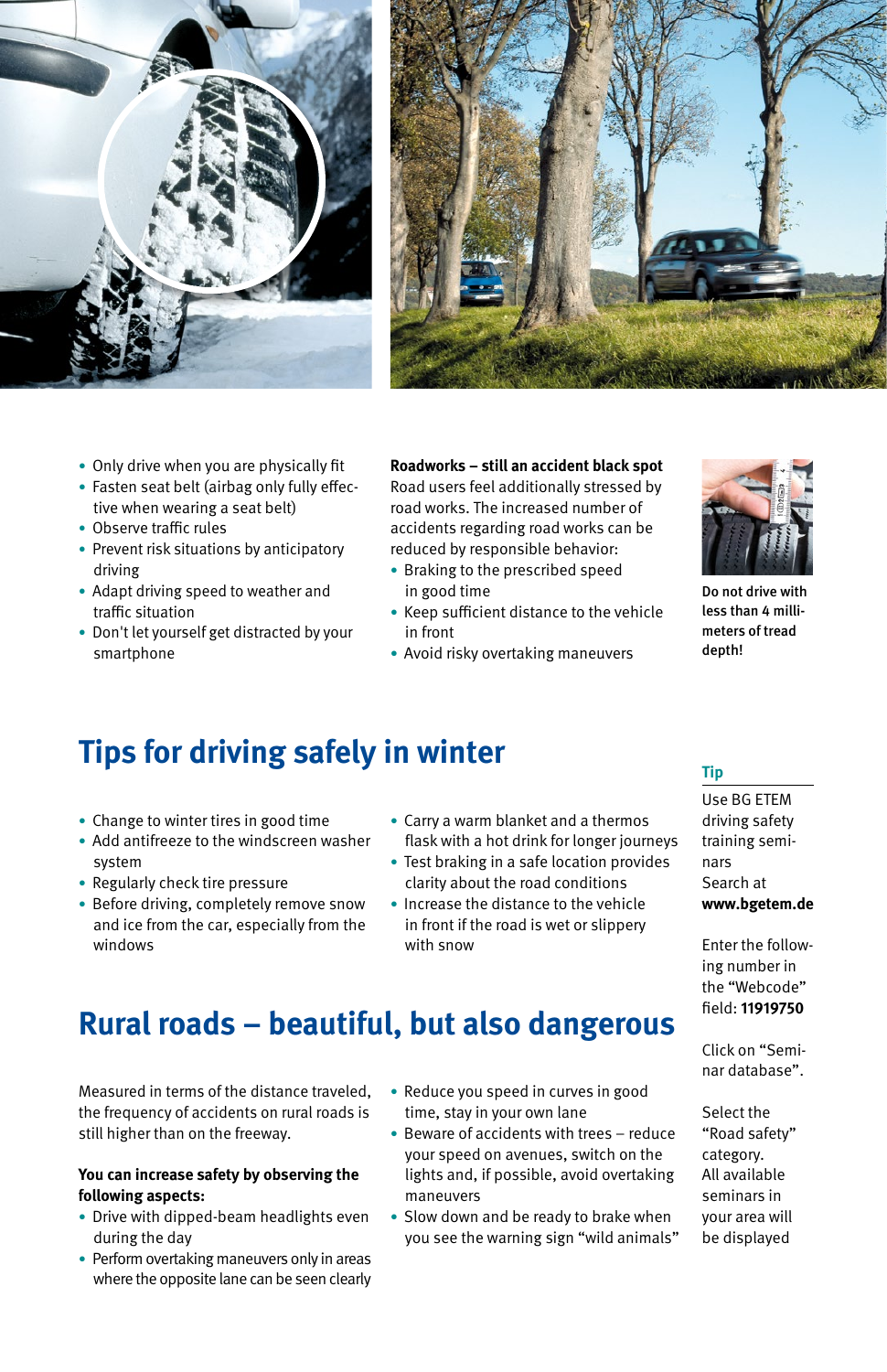- Only drive when you are physically fit
- Fasten seat belt (airbag only fully effective when wearing a seat belt)
- Observe traffic rules
- Prevent risk situations by anticipatory driving
- Adapt driving speed to weather and traffic situation
- Don't let yourself get distracted by your smartphone

**Roadworks – still an accident black spot**
Road users feel additionally stressed by road works. The increased number of accidents regarding road works can be reduced by responsible behavior:

- Braking to the prescribed speed in good time
- Keep sufficient distance to the vehicle in front
- Avoid risky overtaking maneuvers

**Do not drive with less than 4 millimeters of tread depth!**

## Tips for driving safely in winter

- Change to winter tires in good time
- Add antifreeze to the windscreen washer system
- Regularly check tire pressure
- Before driving, completely remove snow and ice from the car, especially from the windows
- Carry a warm blanket and a thermos flask with a hot drink for longer journeys
- Test braking in a safe location provides clarity about the road conditions
- Increase the distance to the vehicle in front if the road is wet or slippery with snow

## Rural roads – beautiful, but also dangerous

Measured in terms of the distance traveled, the frequency of accidents on rural roads is still higher than on the freeway.

**You can increase safety by observing the following aspects:**

- Drive with dipped-beam headlights even during the day
- Perform overtaking maneuvers only in areas where the opposite lane can be seen clearly
- Reduce you speed in curves in good time, stay in your own lane
- Beware of accidents with trees – reduce your speed on avenues, switch on the lights and, if possible, avoid overtaking maneuvers
- Slow down and be ready to brake when you see the warning sign "wild animals"

### Tip

Use BG ETEM driving safety training seminars
Search at **www.bgetem.de**

Enter the following number in the "Webcode" field: **11919750**

Click on "Seminar database".

Select the "Road safety" category.
All available seminars in your area will be displayed